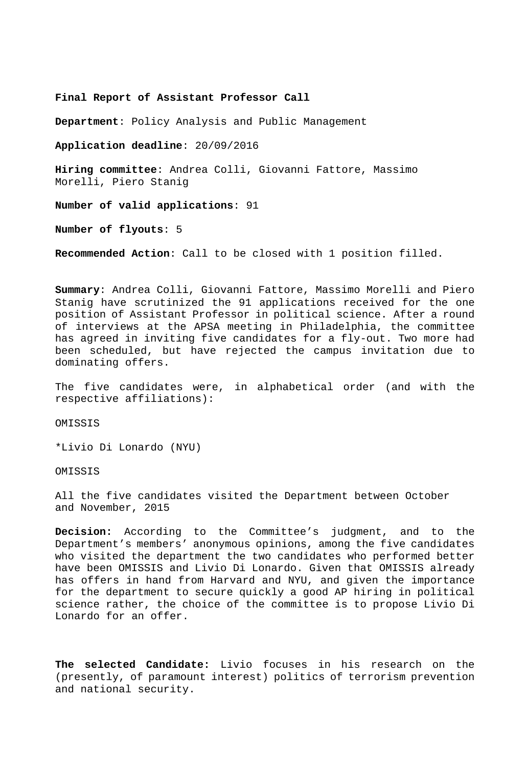**Final Report of Assistant Professor Call**

**Department**: Policy Analysis and Public Management

**Application deadline**: 20/09/2016

**Hiring committee**: Andrea Colli, Giovanni Fattore, Massimo Morelli, Piero Stanig

**Number of valid applications**: 91

**Number of flyouts**: 5

**Recommended Action**: Call to be closed with 1 position filled.

**Summary**: Andrea Colli, Giovanni Fattore, Massimo Morelli and Piero Stanig have scrutinized the 91 applications received for the one position of Assistant Professor in political science. After a round of interviews at the APSA meeting in Philadelphia, the committee has agreed in inviting five candidates for a fly-out. Two more had been scheduled, but have rejected the campus invitation due to dominating offers.

The five candidates were, in alphabetical order (and with the respective affiliations):

OMISSIS

*Livio Di Lonardo (NYU)

OMISSIS

All the five candidates visited the Department between October and November, 2015

**Decision:** According to the Committee's judgment, and to the Department's members' anonymous opinions, among the five candidates who visited the department the two candidates who performed better have been OMISSIS and Livio Di Lonardo. Given that OMISSIS already has offers in hand from Harvard and NYU, and given the importance for the department to secure quickly a good AP hiring in political science rather, the choice of the committee is to propose Livio Di Lonardo for an offer.

**The selected Candidate:** Livio focuses in his research on the (presently, of paramount interest) politics of terrorism prevention and national security.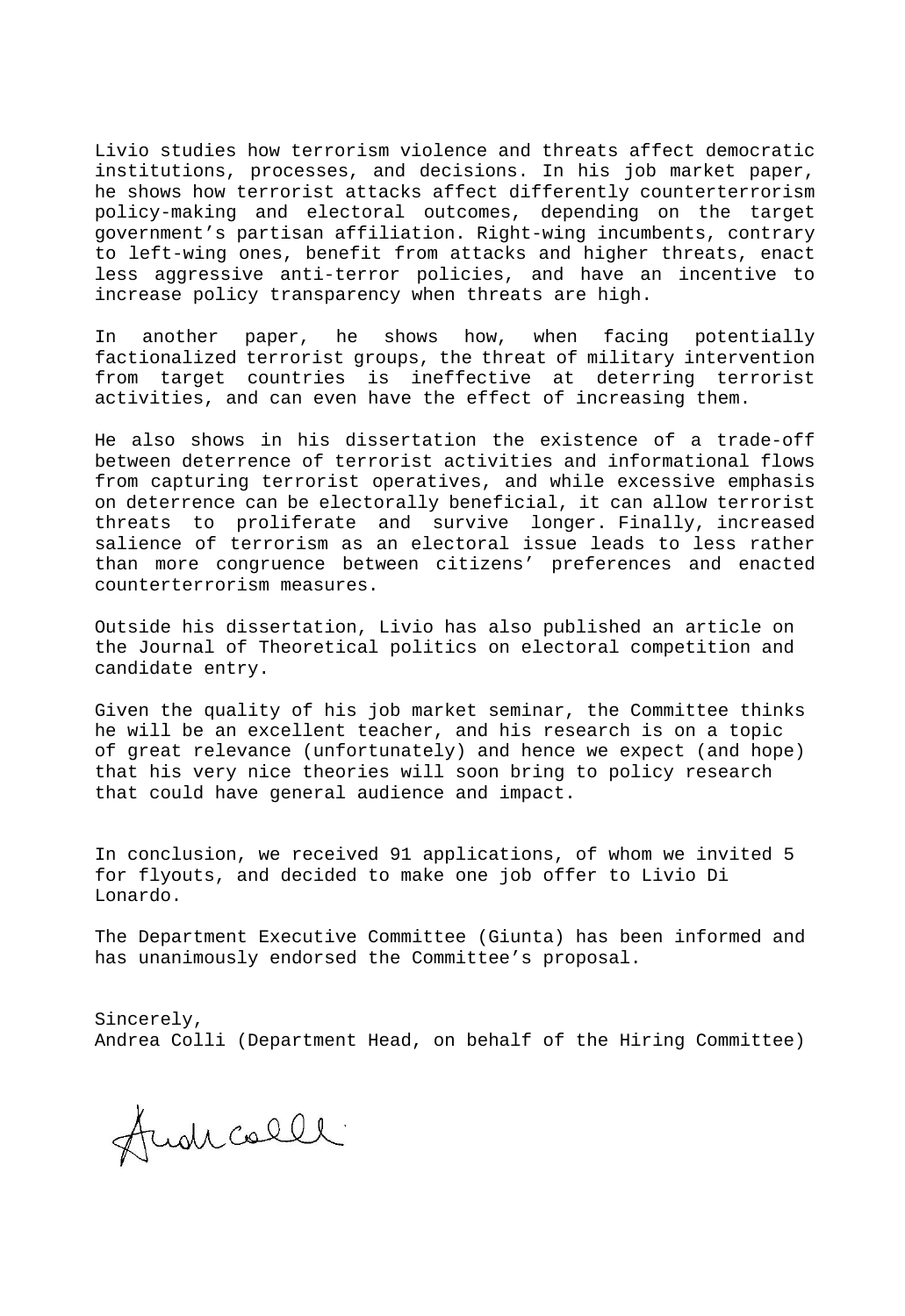Livio studies how terrorism violence and threats affect democratic institutions, processes, and decisions. In his job market paper, he shows how terrorist attacks affect differently counterterrorism policy-making and electoral outcomes, depending on the target government's partisan affiliation. Right-wing incumbents, contrary to left-wing ones, benefit from attacks and higher threats, enact less aggressive anti-terror policies, and have an incentive to increase policy transparency when threats are high.

In another paper, he shows how, when facing potentially factionalized terrorist groups, the threat of military intervention from target countries is ineffective at deterring terrorist activities, and can even have the effect of increasing them.

He also shows in his dissertation the existence of a trade-off between deterrence of terrorist activities and informational flows from capturing terrorist operatives, and while excessive emphasis on deterrence can be electorally beneficial, it can allow terrorist threats to proliferate and survive longer. Finally, increased salience of terrorism as an electoral issue leads to less rather than more congruence between citizens' preferences and enacted counterterrorism measures.

Outside his dissertation, Livio has also published an article on the Journal of Theoretical politics on electoral competition and candidate entry.

Given the quality of his job market seminar, the Committee thinks he will be an excellent teacher, and his research is on a topic of great relevance (unfortunately) and hence we expect (and hope) that his very nice theories will soon bring to policy research that could have general audience and impact.

In conclusion, we received 91 applications, of whom we invited 5 for flyouts, and decided to make one job offer to Livio Di Lonardo.

The Department Executive Committee (Giunta) has been informed and has unanimously endorsed the Committee's proposal.

Sincerely,
Andrea Colli (Department Head, on behalf of the Hiring Committee)